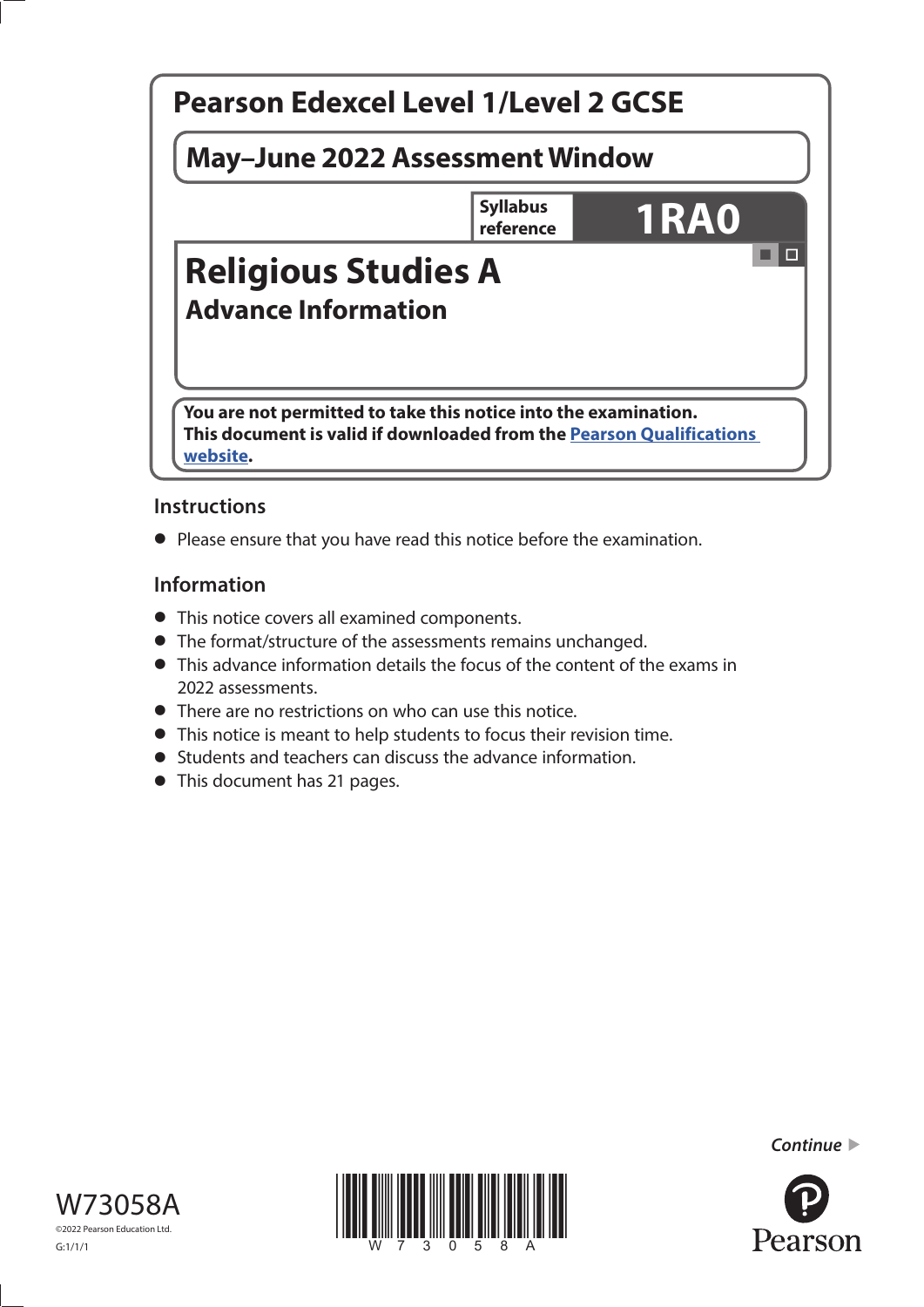# Pearson Edexcel Level 1/Level 2 GCSE

## May–June 2022 Assessment Window

**Syllabus reference** **1RA0**

# Religious Studies A

## Advance Information

**You are not permitted to take this notice into the examination.**
**This document is valid if downloaded from the Pearson Qualifications website.**

### Instructions

- Please ensure that you have read this notice before the examination.

### Information

- This notice covers all examined components.
- The format/structure of the assessments remains unchanged.
- This advance information details the focus of the content of the exams in 2022 assessments.
- There are no restrictions on who can use this notice.
- This notice is meant to help students to focus their revision time.
- Students and teachers can discuss the advance information.
- This document has 21 pages.

*Continue* ▶

W73058A

©2022 Pearson Education Ltd.

G:1/1/1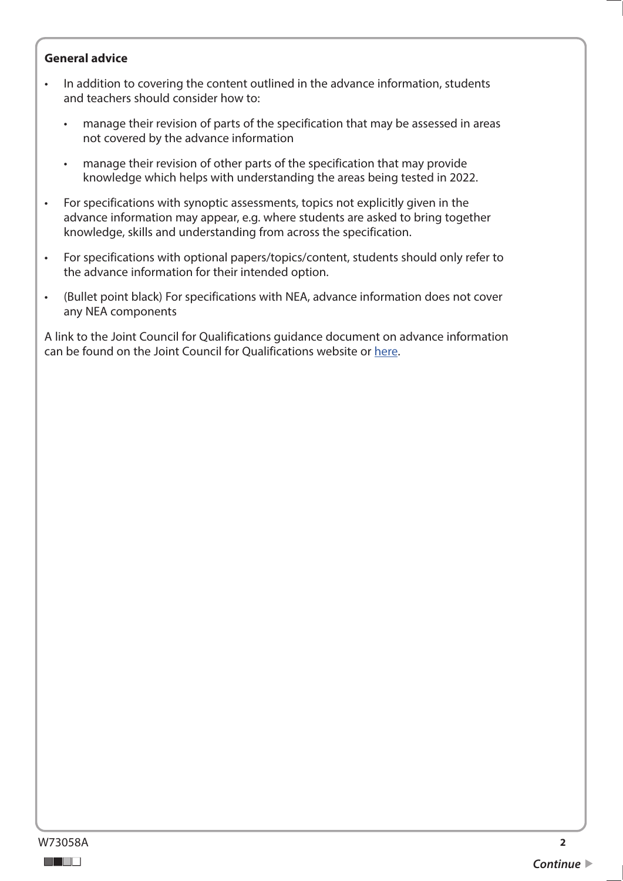**General advice**

- In addition to covering the content outlined in the advance information, students and teachers should consider how to:
  - manage their revision of parts of the specification that may be assessed in areas not covered by the advance information
  - manage their revision of other parts of the specification that may provide knowledge which helps with understanding the areas being tested in 2022.
- For specifications with synoptic assessments, topics not explicitly given in the advance information may appear, e.g. where students are asked to bring together knowledge, skills and understanding from across the specification.
- For specifications with optional papers/topics/content, students should only refer to the advance information for their intended option.
- (Bullet point black) For specifications with NEA, advance information does not cover any NEA components

A link to the Joint Council for Qualifications guidance document on advance information can be found on the Joint Council for Qualifications website or here.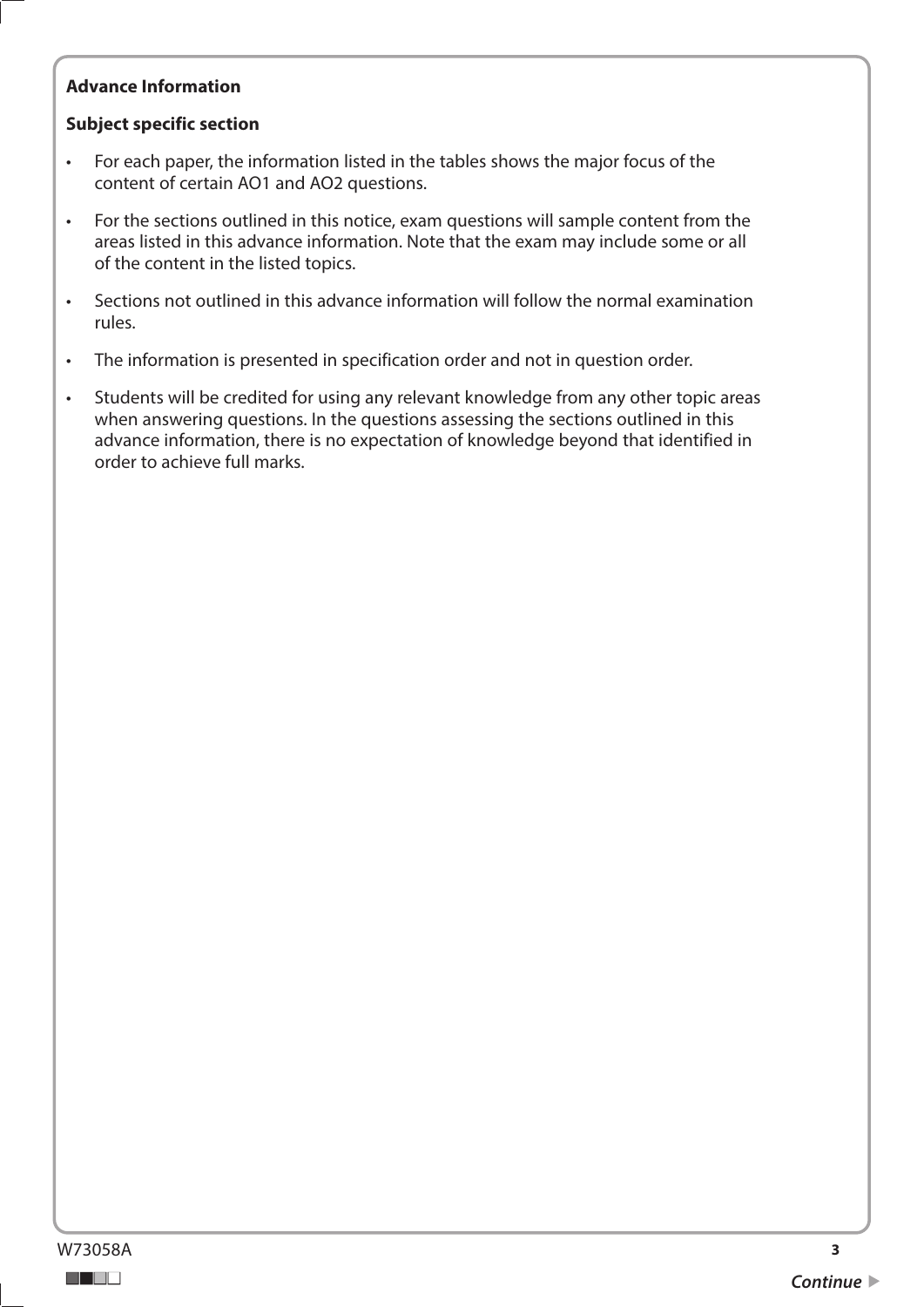**Advance Information**

**Subject specific section**

- For each paper, the information listed in the tables shows the major focus of the content of certain AO1 and AO2 questions.
- For the sections outlined in this notice, exam questions will sample content from the areas listed in this advance information. Note that the exam may include some or all of the content in the listed topics.
- Sections not outlined in this advance information will follow the normal examination rules.
- The information is presented in specification order and not in question order.
- Students will be credited for using any relevant knowledge from any other topic areas when answering questions. In the questions assessing the sections outlined in this advance information, there is no expectation of knowledge beyond that identified in order to achieve full marks.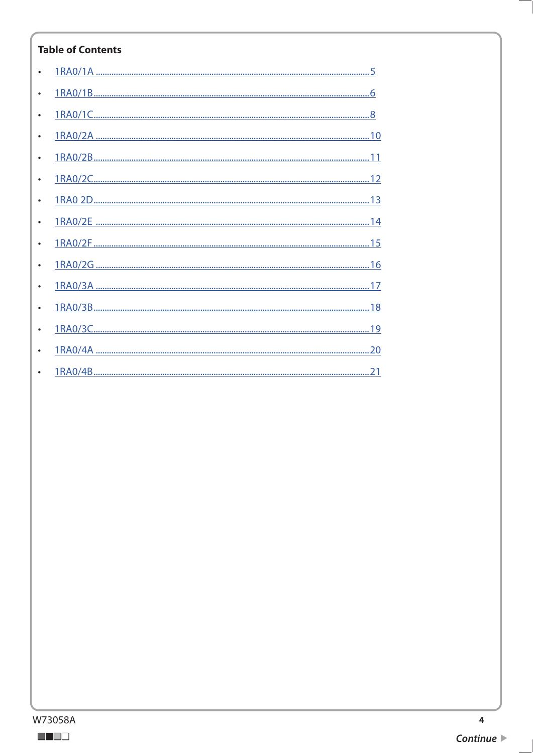**Table of Contents**

- 1RA0/1A ........................................................ 5
- 1RA0/1B ........................................................ 6
- 1RA0/1C ........................................................ 8
- 1RA0/2A ........................................................ 10
- 1RA0/2B ........................................................ 11
- 1RA0/2C ........................................................ 12
- 1RA0 2D ........................................................ 13
- 1RA0/2E ........................................................ 14
- 1RA0/2F ........................................................ 15
- 1RA0/2G ........................................................ 16
- 1RA0/3A ........................................................ 17
- 1RA0/3B ........................................................ 18
- 1RA0/3C ........................................................ 19
- 1RA0/4A ........................................................ 20
- 1RA0/4B ........................................................ 21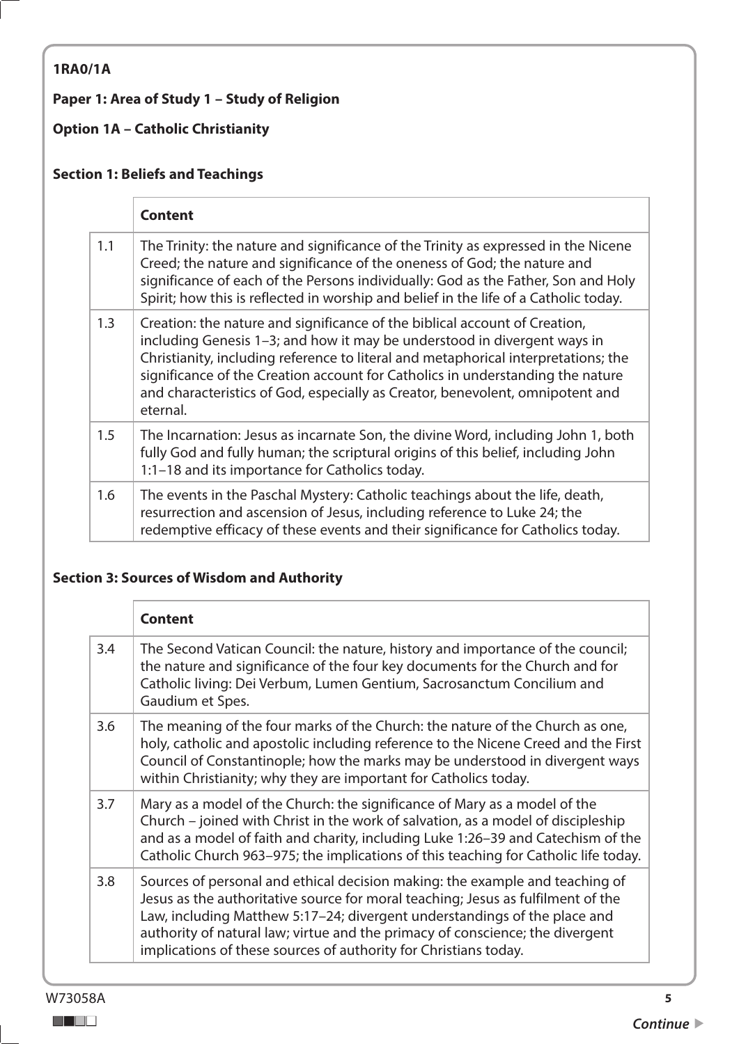**1RA0/1A**

**Paper 1: Area of Study 1 – Study of Religion**

**Option 1A – Catholic Christianity**

**Section 1: Beliefs and Teachings**

| | Content |
|---|---|
| 1.1 | The Trinity: the nature and significance of the Trinity as expressed in the Nicene Creed; the nature and significance of the oneness of God; the nature and significance of each of the Persons individually: God as the Father, Son and Holy Spirit; how this is reflected in worship and belief in the life of a Catholic today. |
| 1.3 | Creation: the nature and significance of the biblical account of Creation, including Genesis 1–3; and how it may be understood in divergent ways in Christianity, including reference to literal and metaphorical interpretations; the significance of the Creation account for Catholics in understanding the nature and characteristics of God, especially as Creator, benevolent, omnipotent and eternal. |
| 1.5 | The Incarnation: Jesus as incarnate Son, the divine Word, including John 1, both fully God and fully human; the scriptural origins of this belief, including John 1:1–18 and its importance for Catholics today. |
| 1.6 | The events in the Paschal Mystery: Catholic teachings about the life, death, resurrection and ascension of Jesus, including reference to Luke 24; the redemptive efficacy of these events and their significance for Catholics today. |

**Section 3: Sources of Wisdom and Authority**

| | Content |
|---|---|
| 3.4 | The Second Vatican Council: the nature, history and importance of the council; the nature and significance of the four key documents for the Church and for Catholic living: Dei Verbum, Lumen Gentium, Sacrosanctum Concilium and Gaudium et Spes. |
| 3.6 | The meaning of the four marks of the Church: the nature of the Church as one, holy, catholic and apostolic including reference to the Nicene Creed and the First Council of Constantinople; how the marks may be understood in divergent ways within Christianity; why they are important for Catholics today. |
| 3.7 | Mary as a model of the Church: the significance of Mary as a model of the Church – joined with Christ in the work of salvation, as a model of discipleship and as a model of faith and charity, including Luke 1:26–39 and Catechism of the Catholic Church 963–975; the implications of this teaching for Catholic life today. |
| 3.8 | Sources of personal and ethical decision making: the example and teaching of Jesus as the authoritative source for moral teaching; Jesus as fulfilment of the Law, including Matthew 5:17–24; divergent understandings of the place and authority of natural law; virtue and the primacy of conscience; the divergent implications of these sources of authority for Christians today. |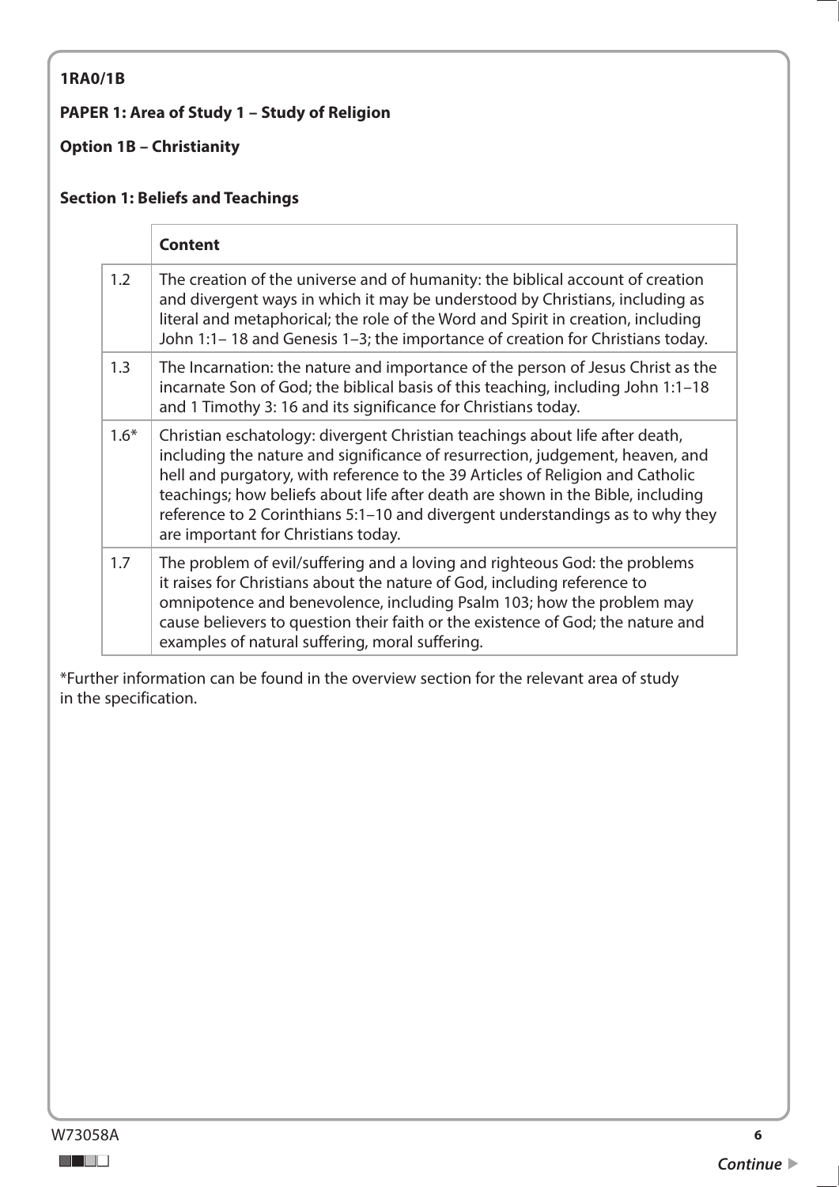**1RA0/1B**

**PAPER 1: Area of Study 1 – Study of Religion**

**Option 1B – Christianity**

**Section 1: Beliefs and Teachings**

| | **Content** |
|---|---|
| 1.2 | The creation of the universe and of humanity: the biblical account of creation and divergent ways in which it may be understood by Christians, including as literal and metaphorical; the role of the Word and Spirit in creation, including John 1:1– 18 and Genesis 1–3; the importance of creation for Christians today. |
| 1.3 | The Incarnation: the nature and importance of the person of Jesus Christ as the incarnate Son of God; the biblical basis of this teaching, including John 1:1–18 and 1 Timothy 3: 16 and its significance for Christians today. |
| 1.6* | Christian eschatology: divergent Christian teachings about life after death, including the nature and significance of resurrection, judgement, heaven, and hell and purgatory, with reference to the 39 Articles of Religion and Catholic teachings; how beliefs about life after death are shown in the Bible, including reference to 2 Corinthians 5:1–10 and divergent understandings as to why they are important for Christians today. |
| 1.7 | The problem of evil/suffering and a loving and righteous God: the problems it raises for Christians about the nature of God, including reference to omnipotence and benevolence, including Psalm 103; how the problem may cause believers to question their faith or the existence of God; the nature and examples of natural suffering, moral suffering. |

*Further information can be found in the overview section for the relevant area of study in the specification.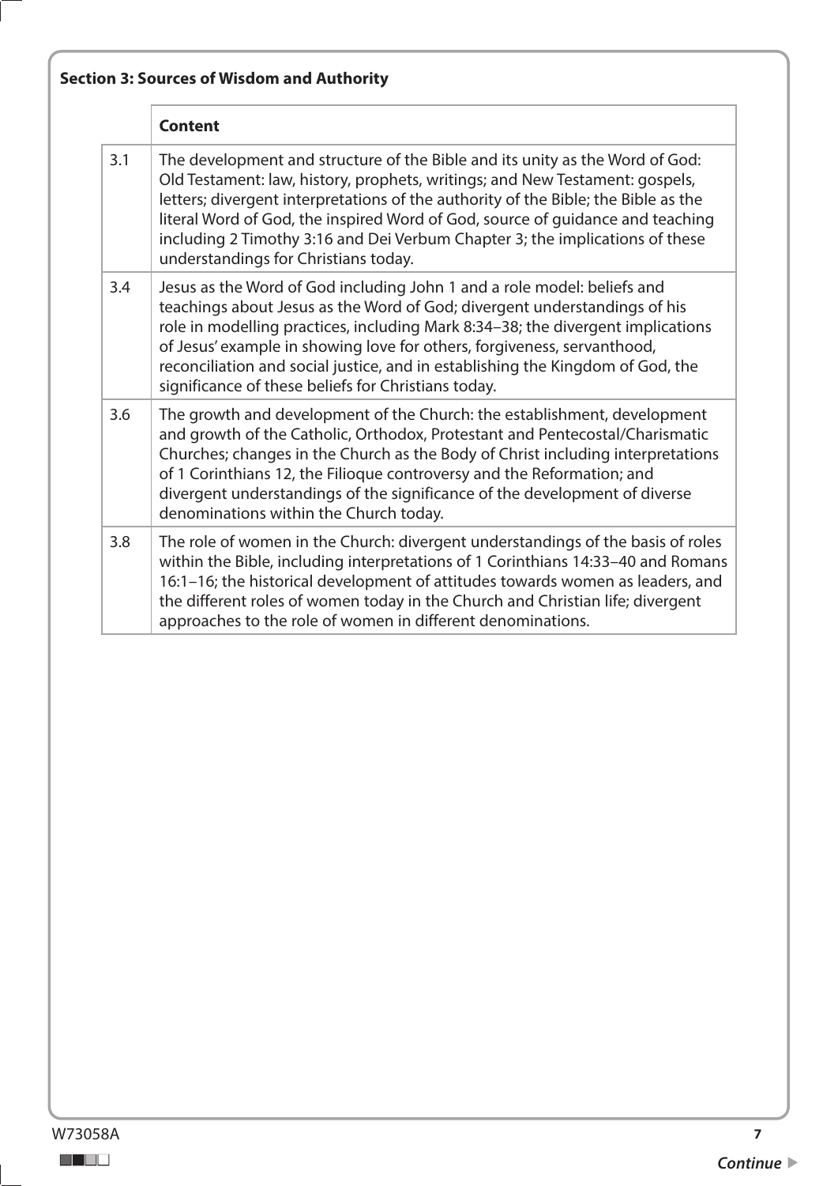**Section 3: Sources of Wisdom and Authority**

| | Content |
|---|---|
| 3.1 | The development and structure of the Bible and its unity as the Word of God: Old Testament: law, history, prophets, writings; and New Testament: gospels, letters; divergent interpretations of the authority of the Bible; the Bible as the literal Word of God, the inspired Word of God, source of guidance and teaching including 2 Timothy 3:16 and Dei Verbum Chapter 3; the implications of these understandings for Christians today. |
| 3.4 | Jesus as the Word of God including John 1 and a role model: beliefs and teachings about Jesus as the Word of God; divergent understandings of his role in modelling practices, including Mark 8:34–38; the divergent implications of Jesus' example in showing love for others, forgiveness, servanthood, reconciliation and social justice, and in establishing the Kingdom of God, the significance of these beliefs for Christians today. |
| 3.6 | The growth and development of the Church: the establishment, development and growth of the Catholic, Orthodox, Protestant and Pentecostal/Charismatic Churches; changes in the Church as the Body of Christ including interpretations of 1 Corinthians 12, the Filioque controversy and the Reformation; and divergent understandings of the significance of the development of diverse denominations within the Church today. |
| 3.8 | The role of women in the Church: divergent understandings of the basis of roles within the Bible, including interpretations of 1 Corinthians 14:33–40 and Romans 16:1–16; the historical development of attitudes towards women as leaders, and the different roles of women today in the Church and Christian life; divergent approaches to the role of women in different denominations. |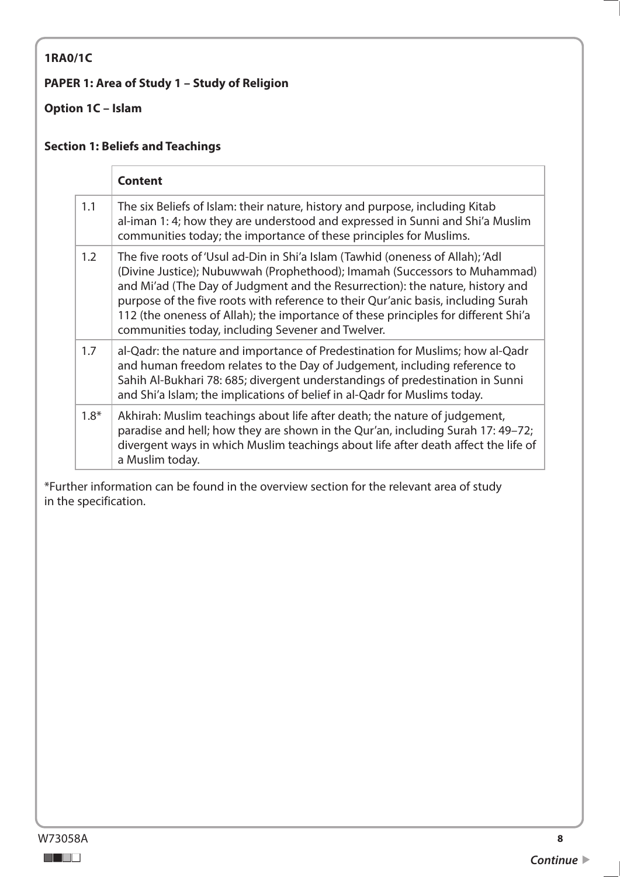**1RA0/1C**

**PAPER 1: Area of Study 1 – Study of Religion**

**Option 1C – Islam**

**Section 1: Beliefs and Teachings**

| | **Content** |
|---|---|
| 1.1 | The six Beliefs of Islam: their nature, history and purpose, including Kitab al-iman 1: 4; how they are understood and expressed in Sunni and Shi'a Muslim communities today; the importance of these principles for Muslims. |
| 1.2 | The five roots of 'Usul ad-Din in Shi'a Islam (Tawhid (oneness of Allah); 'Adl (Divine Justice); Nubuwwah (Prophethood); Imamah (Successors to Muhammad) and Mi'ad (The Day of Judgment and the Resurrection): the nature, history and purpose of the five roots with reference to their Qur'anic basis, including Surah 112 (the oneness of Allah); the importance of these principles for different Shi'a communities today, including Sevener and Twelver. |
| 1.7 | al-Qadr: the nature and importance of Predestination for Muslims; how al-Qadr and human freedom relates to the Day of Judgement, including reference to Sahih Al-Bukhari 78: 685; divergent understandings of predestination in Sunni and Shi'a Islam; the implications of belief in al-Qadr for Muslims today. |
| 1.8* | Akhirah: Muslim teachings about life after death; the nature of judgement, paradise and hell; how they are shown in the Qur'an, including Surah 17: 49–72; divergent ways in which Muslim teachings about life after death affect the life of a Muslim today. |

*Further information can be found in the overview section for the relevant area of study in the specification.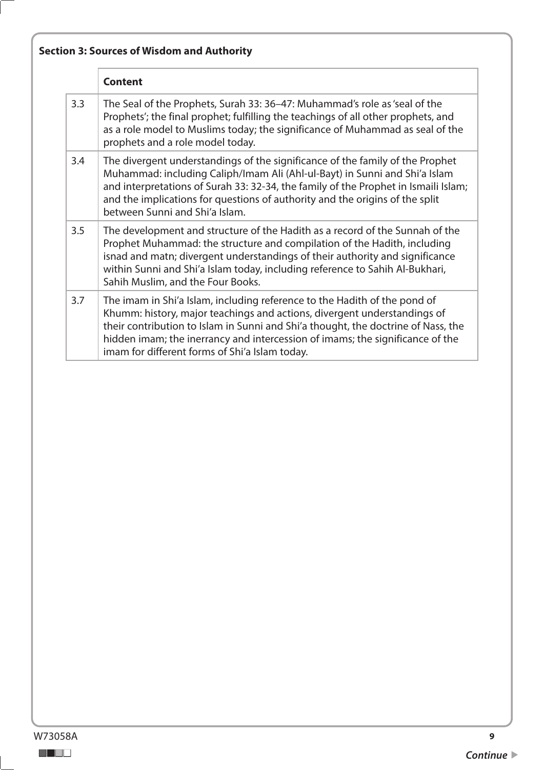**Section 3: Sources of Wisdom and Authority**

| | Content |
|---|---|
| 3.3 | The Seal of the Prophets, Surah 33: 36–47: Muhammad's role as 'seal of the Prophets'; the final prophet; fulfilling the teachings of all other prophets, and as a role model to Muslims today; the significance of Muhammad as seal of the prophets and a role model today. |
| 3.4 | The divergent understandings of the significance of the family of the Prophet Muhammad: including Caliph/Imam Ali (Ahl-ul-Bayt) in Sunni and Shi'a Islam and interpretations of Surah 33: 32-34, the family of the Prophet in Ismaili Islam; and the implications for questions of authority and the origins of the split between Sunni and Shi'a Islam. |
| 3.5 | The development and structure of the Hadith as a record of the Sunnah of the Prophet Muhammad: the structure and compilation of the Hadith, including isnad and matn; divergent understandings of their authority and significance within Sunni and Shi'a Islam today, including reference to Sahih Al-Bukhari, Sahih Muslim, and the Four Books. |
| 3.7 | The imam in Shi'a Islam, including reference to the Hadith of the pond of Khumm: history, major teachings and actions, divergent understandings of their contribution to Islam in Sunni and Shi'a thought, the doctrine of Nass, the hidden imam; the inerrancy and intercession of imams; the significance of the imam for different forms of Shi'a Islam today. |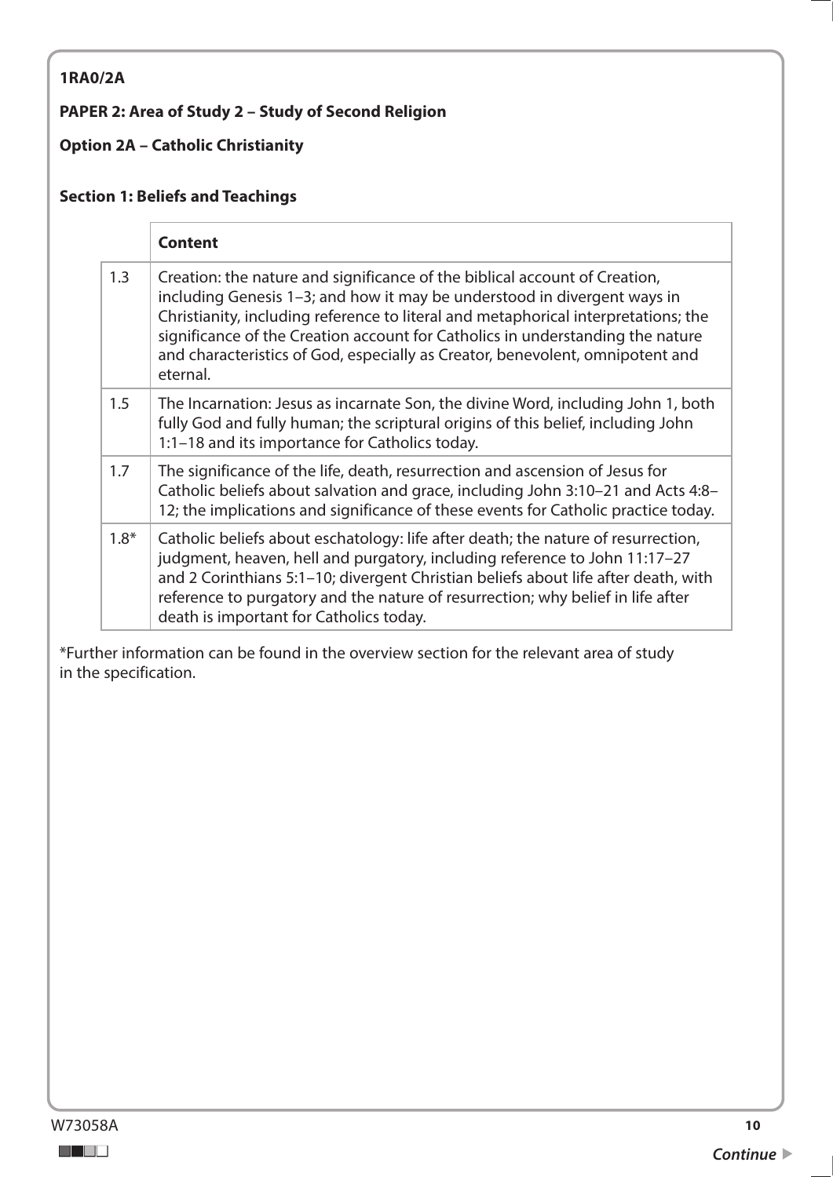**1RA0/2A**

**PAPER 2: Area of Study 2 – Study of Second Religion**

**Option 2A – Catholic Christianity**

**Section 1: Beliefs and Teachings**

| | **Content** |
|---|---|
| 1.3 | Creation: the nature and significance of the biblical account of Creation, including Genesis 1–3; and how it may be understood in divergent ways in Christianity, including reference to literal and metaphorical interpretations; the significance of the Creation account for Catholics in understanding the nature and characteristics of God, especially as Creator, benevolent, omnipotent and eternal. |
| 1.5 | The Incarnation: Jesus as incarnate Son, the divine Word, including John 1, both fully God and fully human; the scriptural origins of this belief, including John 1:1–18 and its importance for Catholics today. |
| 1.7 | The significance of the life, death, resurrection and ascension of Jesus for Catholic beliefs about salvation and grace, including John 3:10–21 and Acts 4:8–12; the implications and significance of these events for Catholic practice today. |
| 1.8* | Catholic beliefs about eschatology: life after death; the nature of resurrection, judgment, heaven, hell and purgatory, including reference to John 11:17–27 and 2 Corinthians 5:1–10; divergent Christian beliefs about life after death, with reference to purgatory and the nature of resurrection; why belief in life after death is important for Catholics today. |

*Further information can be found in the overview section for the relevant area of study in the specification.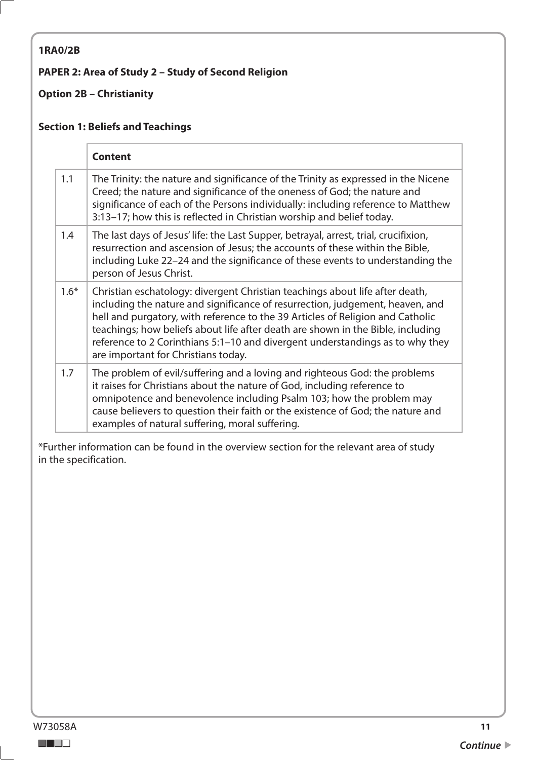**1RA0/2B**

**PAPER 2: Area of Study 2 – Study of Second Religion**

**Option 2B – Christianity**

**Section 1: Beliefs and Teachings**

| | **Content** |
|---|---|
| 1.1 | The Trinity: the nature and significance of the Trinity as expressed in the Nicene Creed; the nature and significance of the oneness of God; the nature and significance of each of the Persons individually: including reference to Matthew 3:13–17; how this is reflected in Christian worship and belief today. |
| 1.4 | The last days of Jesus' life: the Last Supper, betrayal, arrest, trial, crucifixion, resurrection and ascension of Jesus; the accounts of these within the Bible, including Luke 22–24 and the significance of these events to understanding the person of Jesus Christ. |
| 1.6* | Christian eschatology: divergent Christian teachings about life after death, including the nature and significance of resurrection, judgement, heaven, and hell and purgatory, with reference to the 39 Articles of Religion and Catholic teachings; how beliefs about life after death are shown in the Bible, including reference to 2 Corinthians 5:1–10 and divergent understandings as to why they are important for Christians today. |
| 1.7 | The problem of evil/suffering and a loving and righteous God: the problems it raises for Christians about the nature of God, including reference to omnipotence and benevolence including Psalm 103; how the problem may cause believers to question their faith or the existence of God; the nature and examples of natural suffering, moral suffering. |

*Further information can be found in the overview section for the relevant area of study in the specification.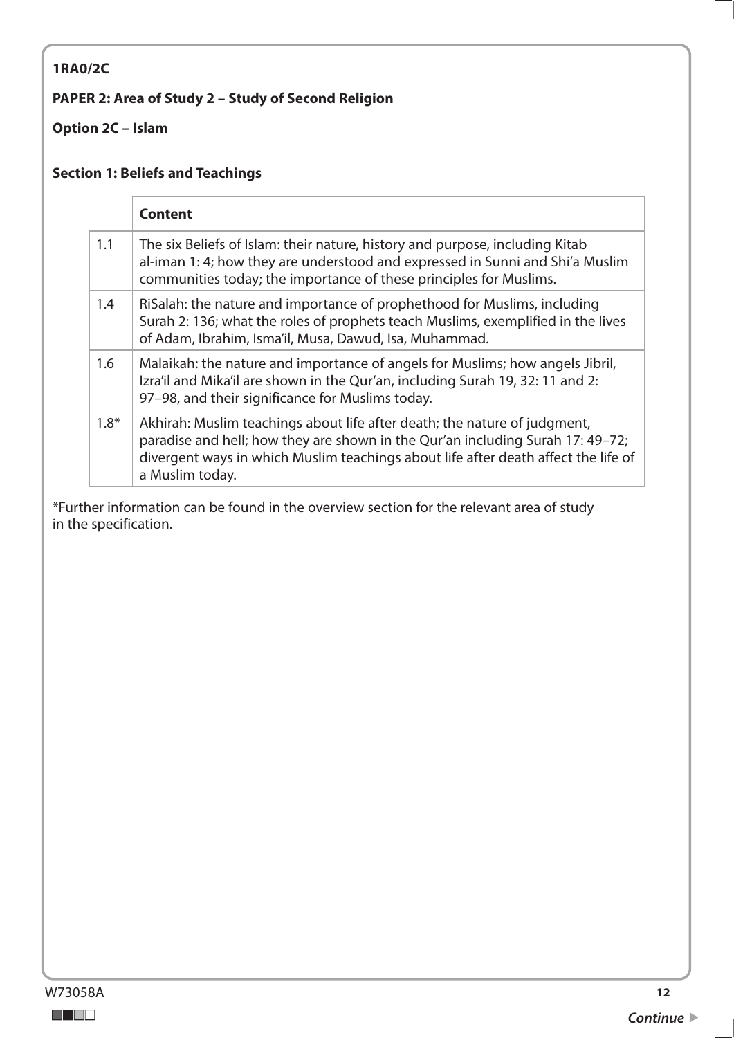**1RA0/2C**

**PAPER 2: Area of Study 2 – Study of Second Religion**

**Option 2C – Islam**

**Section 1: Beliefs and Teachings**

| | **Content** |
|---|---|
| 1.1 | The six Beliefs of Islam: their nature, history and purpose, including Kitab al-iman 1: 4; how they are understood and expressed in Sunni and Shi'a Muslim communities today; the importance of these principles for Muslims. |
| 1.4 | RiSalah: the nature and importance of prophethood for Muslims, including Surah 2: 136; what the roles of prophets teach Muslims, exemplified in the lives of Adam, Ibrahim, Isma'il, Musa, Dawud, Isa, Muhammad. |
| 1.6 | Malaikah: the nature and importance of angels for Muslims; how angels Jibril, Izra'il and Mika'il are shown in the Qur'an, including Surah 19, 32: 11 and 2: 97–98, and their significance for Muslims today. |
| 1.8* | Akhirah: Muslim teachings about life after death; the nature of judgment, paradise and hell; how they are shown in the Qur'an including Surah 17: 49–72; divergent ways in which Muslim teachings about life after death affect the life of a Muslim today. |

*Further information can be found in the overview section for the relevant area of study in the specification.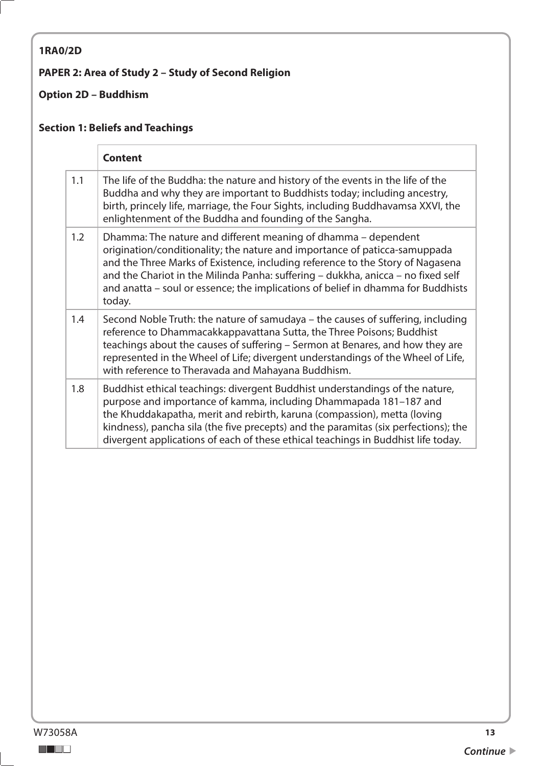**1RA0/2D**

**PAPER 2: Area of Study 2 – Study of Second Religion**

**Option 2D – Buddhism**

**Section 1: Beliefs and Teachings**

| | **Content** |
|---|---|
| 1.1 | The life of the Buddha: the nature and history of the events in the life of the Buddha and why they are important to Buddhists today; including ancestry, birth, princely life, marriage, the Four Sights, including Buddhavamsa XXVI, the enlightenment of the Buddha and founding of the Sangha. |
| 1.2 | Dhamma: The nature and different meaning of dhamma – dependent origination/conditionality; the nature and importance of paticca-samuppada and the Three Marks of Existence, including reference to the Story of Nagasena and the Chariot in the Milinda Panha: suffering – dukkha, anicca – no fixed self and anatta – soul or essence; the implications of belief in dhamma for Buddhists today. |
| 1.4 | Second Noble Truth: the nature of samudaya – the causes of suffering, including reference to Dhammacakkappavattana Sutta, the Three Poisons; Buddhist teachings about the causes of suffering – Sermon at Benares, and how they are represented in the Wheel of Life; divergent understandings of the Wheel of Life, with reference to Theravada and Mahayana Buddhism. |
| 1.8 | Buddhist ethical teachings: divergent Buddhist understandings of the nature, purpose and importance of kamma, including Dhammapada 181–187 and the Khuddakapatha, merit and rebirth, karuna (compassion), metta (loving kindness), pancha sila (the five precepts) and the paramitas (six perfections); the divergent applications of each of these ethical teachings in Buddhist life today. |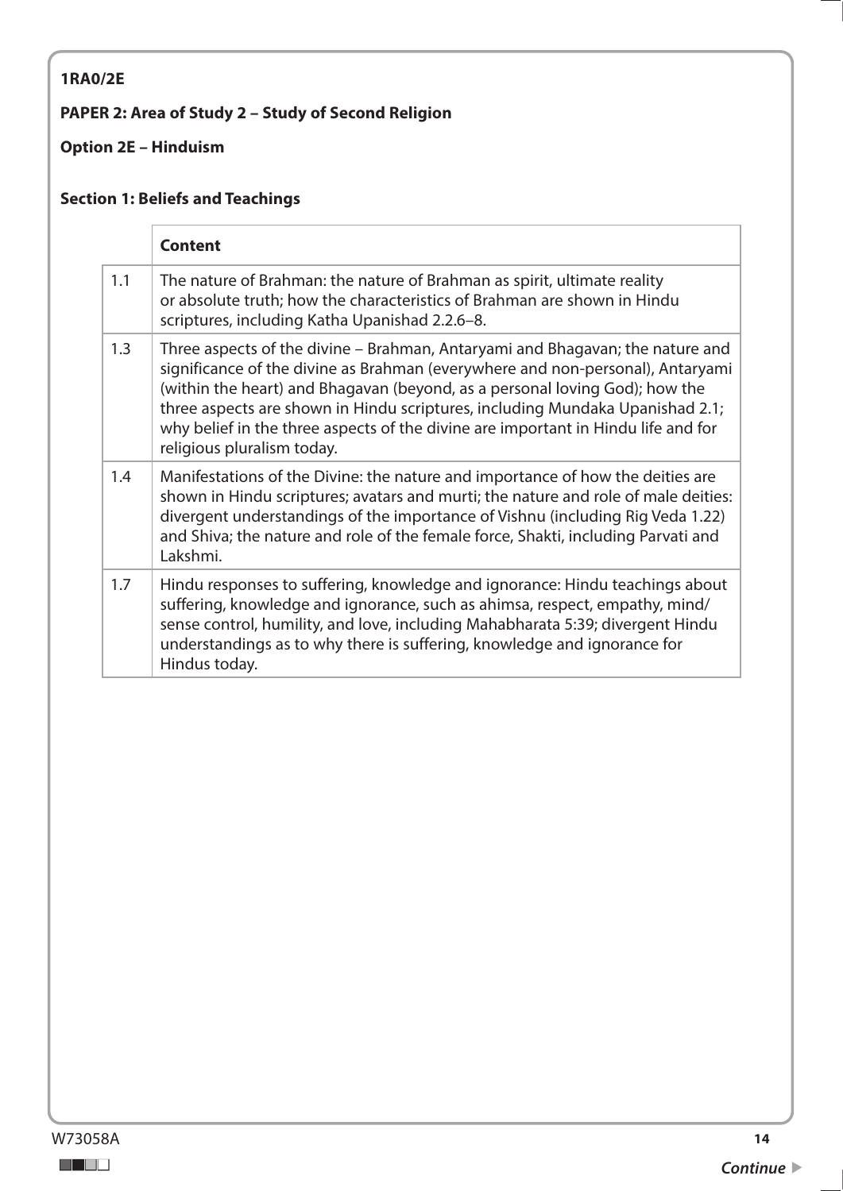**1RA0/2E**

**PAPER 2: Area of Study 2 – Study of Second Religion**

**Option 2E – Hinduism**

**Section 1: Beliefs and Teachings**

| | **Content** |
|---|---|
| 1.1 | The nature of Brahman: the nature of Brahman as spirit, ultimate reality or absolute truth; how the characteristics of Brahman are shown in Hindu scriptures, including Katha Upanishad 2.2.6–8. |
| 1.3 | Three aspects of the divine – Brahman, Antaryami and Bhagavan; the nature and significance of the divine as Brahman (everywhere and non-personal), Antaryami (within the heart) and Bhagavan (beyond, as a personal loving God); how the three aspects are shown in Hindu scriptures, including Mundaka Upanishad 2.1; why belief in the three aspects of the divine are important in Hindu life and for religious pluralism today. |
| 1.4 | Manifestations of the Divine: the nature and importance of how the deities are shown in Hindu scriptures; avatars and murti; the nature and role of male deities: divergent understandings of the importance of Vishnu (including Rig Veda 1.22) and Shiva; the nature and role of the female force, Shakti, including Parvati and Lakshmi. |
| 1.7 | Hindu responses to suffering, knowledge and ignorance: Hindu teachings about suffering, knowledge and ignorance, such as ahimsa, respect, empathy, mind/sense control, humility, and love, including Mahabharata 5:39; divergent Hindu understandings as to why there is suffering, knowledge and ignorance for Hindus today. |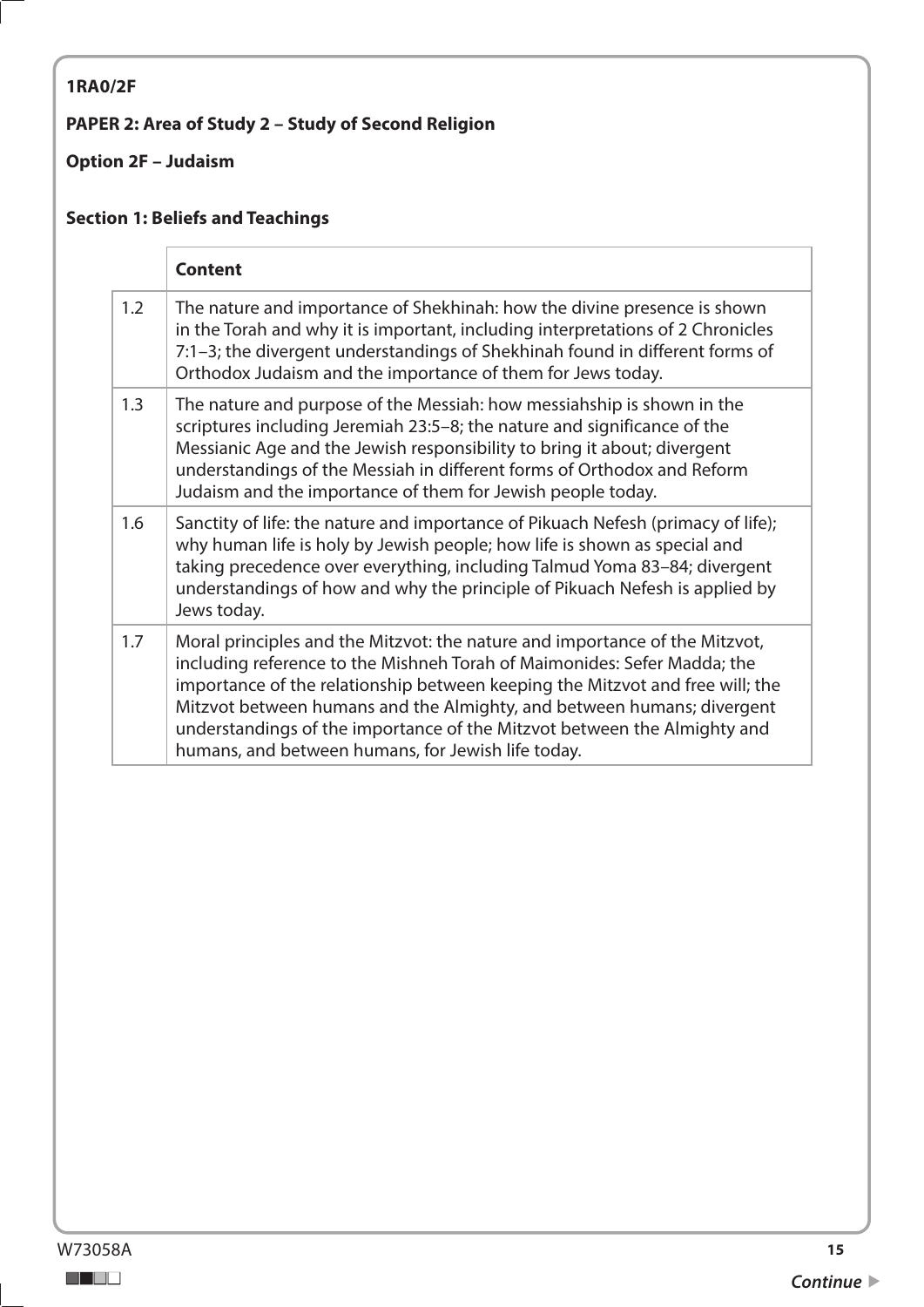**1RA0/2F**

**PAPER 2: Area of Study 2 – Study of Second Religion**

**Option 2F – Judaism**

**Section 1: Beliefs and Teachings**

| | **Content** |
|---|---|
| 1.2 | The nature and importance of Shekhinah: how the divine presence is shown in the Torah and why it is important, including interpretations of 2 Chronicles 7:1–3; the divergent understandings of Shekhinah found in different forms of Orthodox Judaism and the importance of them for Jews today. |
| 1.3 | The nature and purpose of the Messiah: how messiahship is shown in the scriptures including Jeremiah 23:5–8; the nature and significance of the Messianic Age and the Jewish responsibility to bring it about; divergent understandings of the Messiah in different forms of Orthodox and Reform Judaism and the importance of them for Jewish people today. |
| 1.6 | Sanctity of life: the nature and importance of Pikuach Nefesh (primacy of life); why human life is holy by Jewish people; how life is shown as special and taking precedence over everything, including Talmud Yoma 83–84; divergent understandings of how and why the principle of Pikuach Nefesh is applied by Jews today. |
| 1.7 | Moral principles and the Mitzvot: the nature and importance of the Mitzvot, including reference to the Mishneh Torah of Maimonides: Sefer Madda; the importance of the relationship between keeping the Mitzvot and free will; the Mitzvot between humans and the Almighty, and between humans; divergent understandings of the importance of the Mitzvot between the Almighty and humans, and between humans, for Jewish life today. |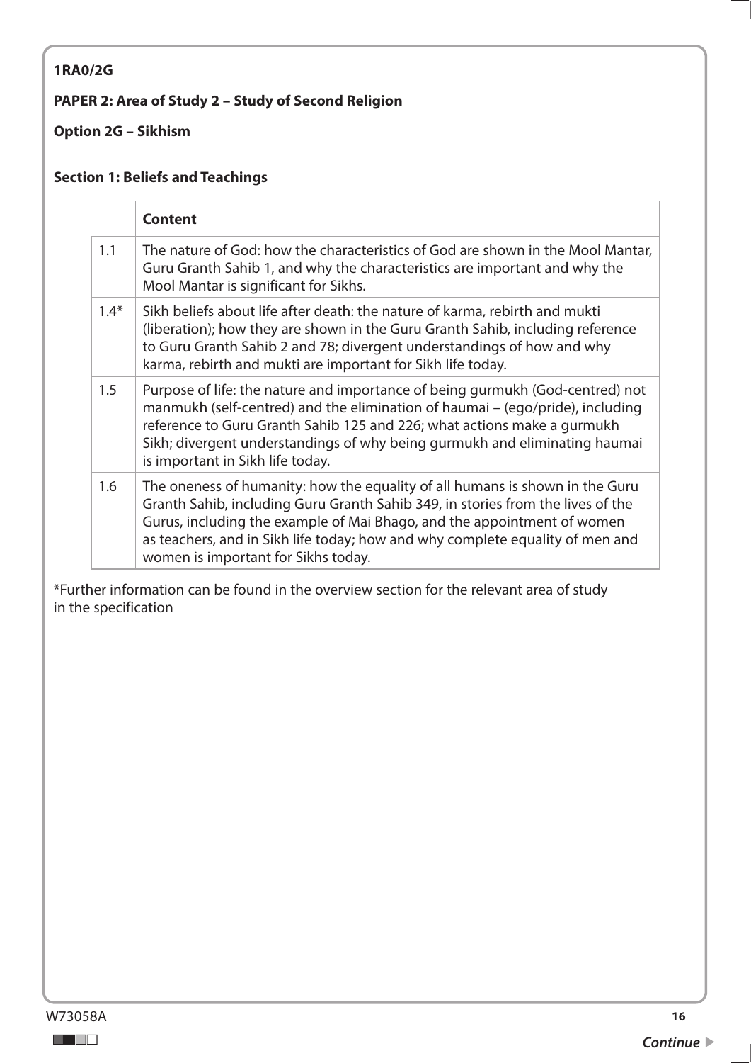**1RA0/2G**

**PAPER 2: Area of Study 2 – Study of Second Religion**

**Option 2G – Sikhism**

**Section 1: Beliefs and Teachings**

| | **Content** |
|---|---|
| 1.1 | The nature of God: how the characteristics of God are shown in the Mool Mantar, Guru Granth Sahib 1, and why the characteristics are important and why the Mool Mantar is significant for Sikhs. |
| 1.4* | Sikh beliefs about life after death: the nature of karma, rebirth and mukti (liberation); how they are shown in the Guru Granth Sahib, including reference to Guru Granth Sahib 2 and 78; divergent understandings of how and why karma, rebirth and mukti are important for Sikh life today. |
| 1.5 | Purpose of life: the nature and importance of being gurmukh (God-centred) not manmukh (self-centred) and the elimination of haumai – (ego/pride), including reference to Guru Granth Sahib 125 and 226; what actions make a gurmukh Sikh; divergent understandings of why being gurmukh and eliminating haumai is important in Sikh life today. |
| 1.6 | The oneness of humanity: how the equality of all humans is shown in the Guru Granth Sahib, including Guru Granth Sahib 349, in stories from the lives of the Gurus, including the example of Mai Bhago, and the appointment of women as teachers, and in Sikh life today; how and why complete equality of men and women is important for Sikhs today. |

*Further information can be found in the overview section for the relevant area of study in the specification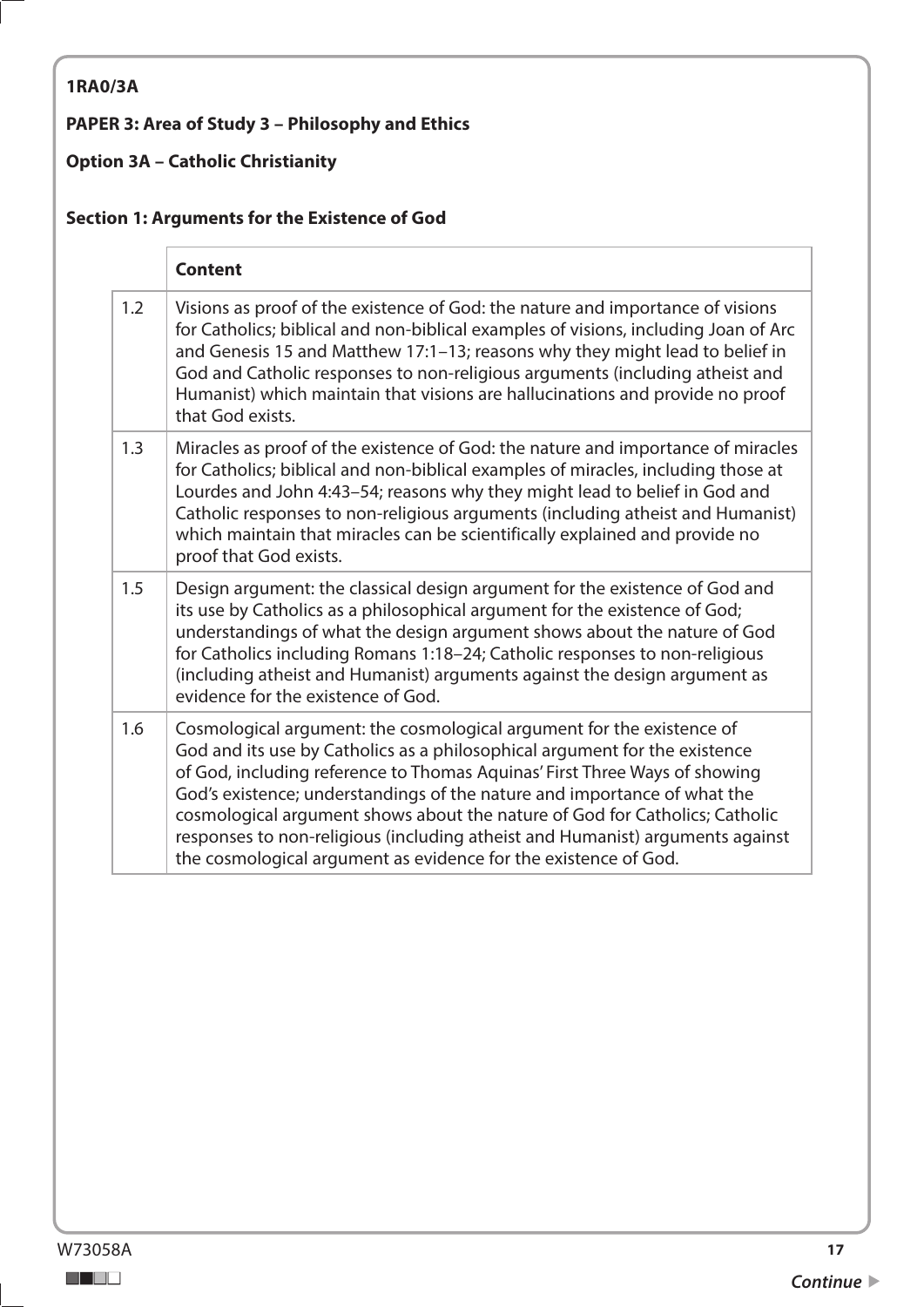**1RA0/3A**

**PAPER 3: Area of Study 3 – Philosophy and Ethics**

**Option 3A – Catholic Christianity**

**Section 1: Arguments for the Existence of God**

| | **Content** |
|---|---|
| 1.2 | Visions as proof of the existence of God: the nature and importance of visions for Catholics; biblical and non-biblical examples of visions, including Joan of Arc and Genesis 15 and Matthew 17:1–13; reasons why they might lead to belief in God and Catholic responses to non-religious arguments (including atheist and Humanist) which maintain that visions are hallucinations and provide no proof that God exists. |
| 1.3 | Miracles as proof of the existence of God: the nature and importance of miracles for Catholics; biblical and non-biblical examples of miracles, including those at Lourdes and John 4:43–54; reasons why they might lead to belief in God and Catholic responses to non-religious arguments (including atheist and Humanist) which maintain that miracles can be scientifically explained and provide no proof that God exists. |
| 1.5 | Design argument: the classical design argument for the existence of God and its use by Catholics as a philosophical argument for the existence of God; understandings of what the design argument shows about the nature of God for Catholics including Romans 1:18–24; Catholic responses to non-religious (including atheist and Humanist) arguments against the design argument as evidence for the existence of God. |
| 1.6 | Cosmological argument: the cosmological argument for the existence of God and its use by Catholics as a philosophical argument for the existence of God, including reference to Thomas Aquinas' First Three Ways of showing God's existence; understandings of the nature and importance of what the cosmological argument shows about the nature of God for Catholics; Catholic responses to non-religious (including atheist and Humanist) arguments against the cosmological argument as evidence for the existence of God. |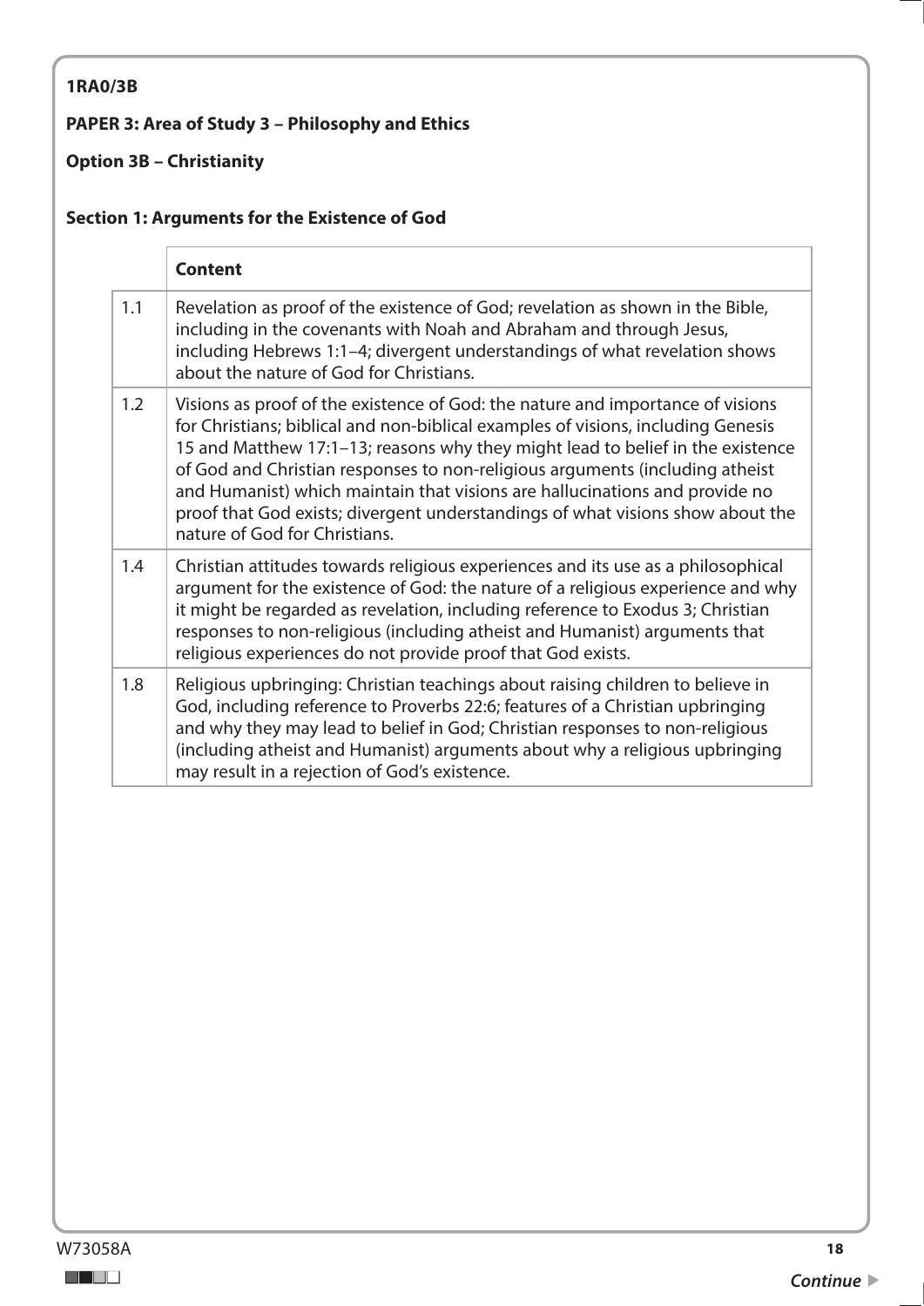**1RA0/3B**

**PAPER 3: Area of Study 3 – Philosophy and Ethics**

**Option 3B – Christianity**

**Section 1: Arguments for the Existence of God**

| | **Content** |
|---|---|
| 1.1 | Revelation as proof of the existence of God; revelation as shown in the Bible, including in the covenants with Noah and Abraham and through Jesus, including Hebrews 1:1–4; divergent understandings of what revelation shows about the nature of God for Christians. |
| 1.2 | Visions as proof of the existence of God: the nature and importance of visions for Christians; biblical and non-biblical examples of visions, including Genesis 15 and Matthew 17:1–13; reasons why they might lead to belief in the existence of God and Christian responses to non-religious arguments (including atheist and Humanist) which maintain that visions are hallucinations and provide no proof that God exists; divergent understandings of what visions show about the nature of God for Christians. |
| 1.4 | Christian attitudes towards religious experiences and its use as a philosophical argument for the existence of God: the nature of a religious experience and why it might be regarded as revelation, including reference to Exodus 3; Christian responses to non-religious (including atheist and Humanist) arguments that religious experiences do not provide proof that God exists. |
| 1.8 | Religious upbringing: Christian teachings about raising children to believe in God, including reference to Proverbs 22:6; features of a Christian upbringing and why they may lead to belief in God; Christian responses to non-religious (including atheist and Humanist) arguments about why a religious upbringing may result in a rejection of God's existence. |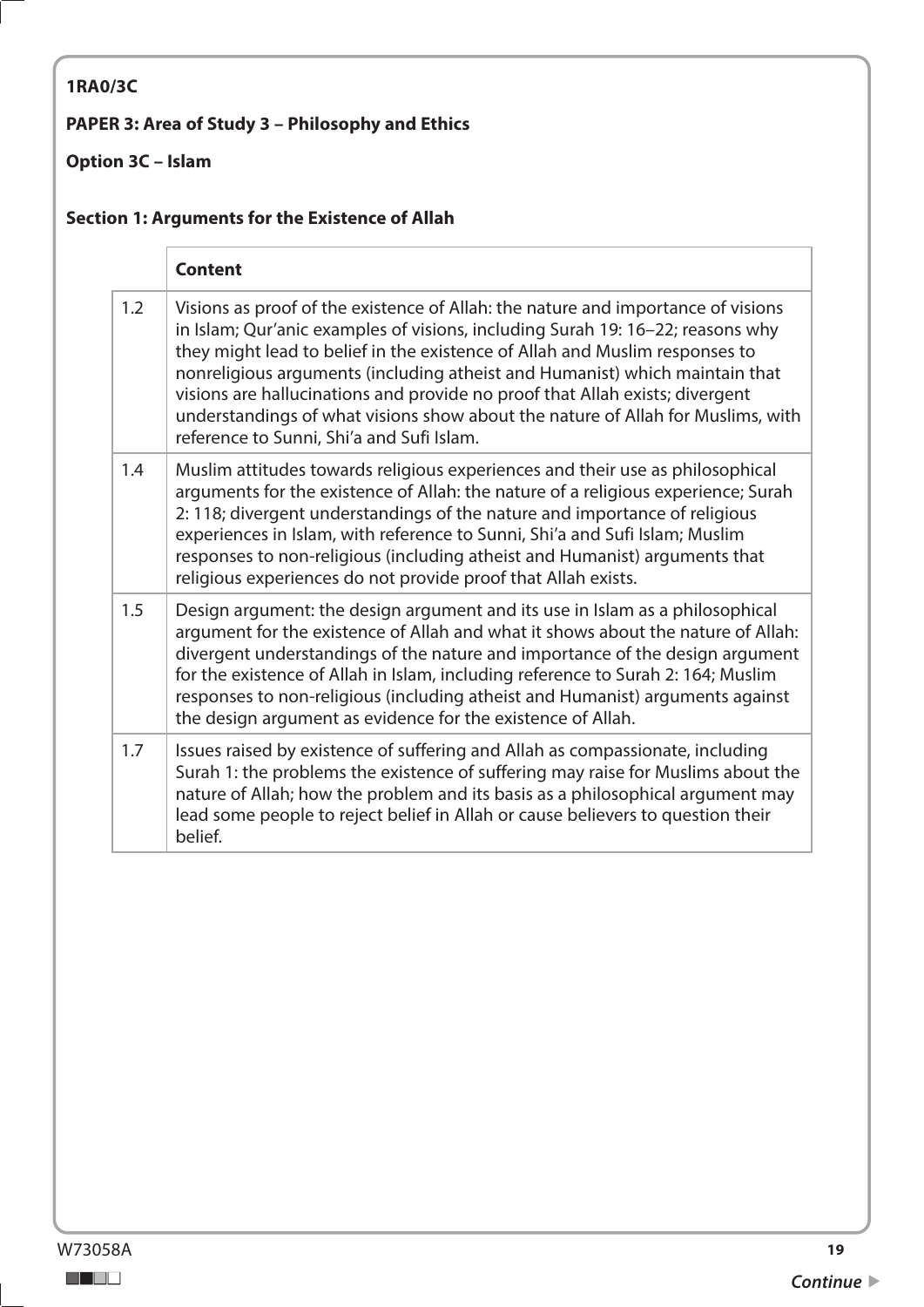**1RA0/3C**

**PAPER 3: Area of Study 3 – Philosophy and Ethics**

**Option 3C – Islam**

**Section 1: Arguments for the Existence of Allah**

| | **Content** |
|---|---|
| 1.2 | Visions as proof of the existence of Allah: the nature and importance of visions in Islam; Qur'anic examples of visions, including Surah 19: 16–22; reasons why they might lead to belief in the existence of Allah and Muslim responses to nonreligious arguments (including atheist and Humanist) which maintain that visions are hallucinations and provide no proof that Allah exists; divergent understandings of what visions show about the nature of Allah for Muslims, with reference to Sunni, Shi'a and Sufi Islam. |
| 1.4 | Muslim attitudes towards religious experiences and their use as philosophical arguments for the existence of Allah: the nature of a religious experience; Surah 2: 118; divergent understandings of the nature and importance of religious experiences in Islam, with reference to Sunni, Shi'a and Sufi Islam; Muslim responses to non-religious (including atheist and Humanist) arguments that religious experiences do not provide proof that Allah exists. |
| 1.5 | Design argument: the design argument and its use in Islam as a philosophical argument for the existence of Allah and what it shows about the nature of Allah: divergent understandings of the nature and importance of the design argument for the existence of Allah in Islam, including reference to Surah 2: 164; Muslim responses to non-religious (including atheist and Humanist) arguments against the design argument as evidence for the existence of Allah. |
| 1.7 | Issues raised by existence of suffering and Allah as compassionate, including Surah 1: the problems the existence of suffering may raise for Muslims about the nature of Allah; how the problem and its basis as a philosophical argument may lead some people to reject belief in Allah or cause believers to question their belief. |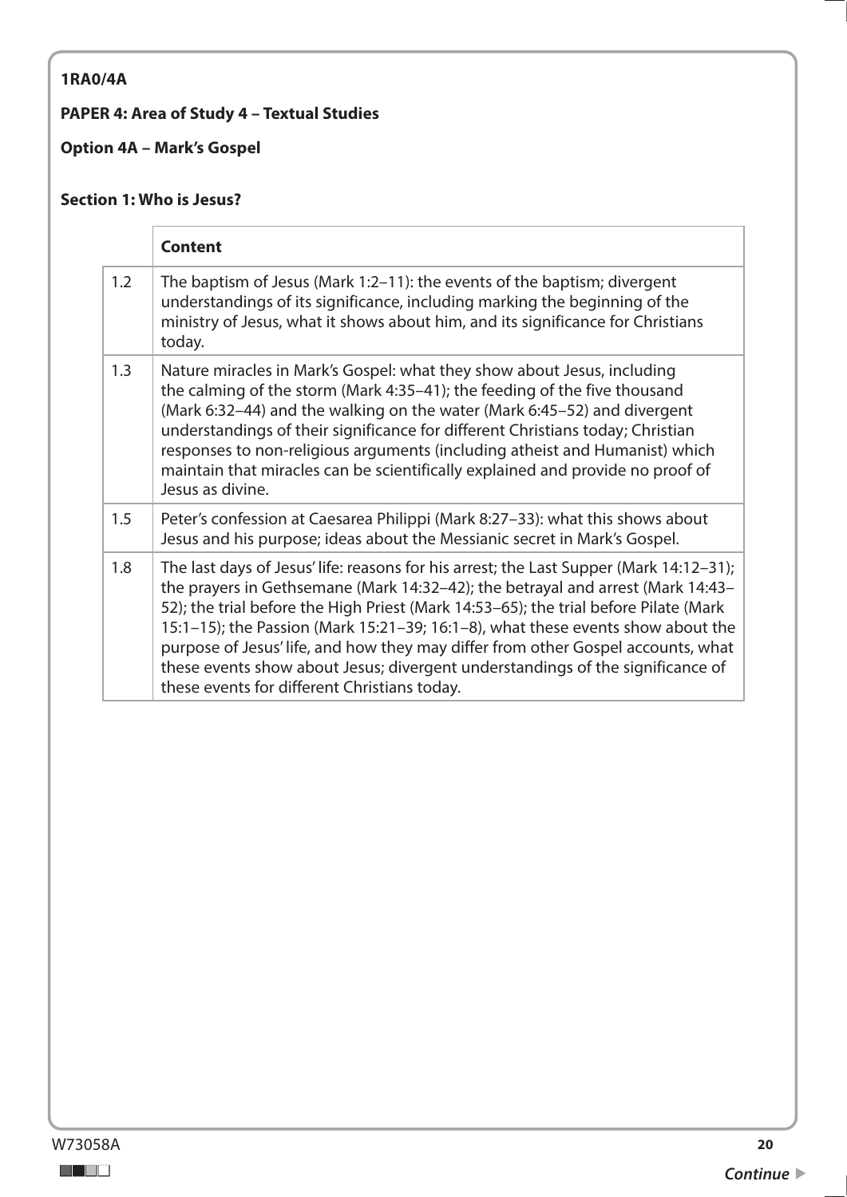**1RA0/4A**

**PAPER 4: Area of Study 4 – Textual Studies**

**Option 4A – Mark's Gospel**

**Section 1: Who is Jesus?**

| | **Content** |
|---|---|
| 1.2 | The baptism of Jesus (Mark 1:2–11): the events of the baptism; divergent understandings of its significance, including marking the beginning of the ministry of Jesus, what it shows about him, and its significance for Christians today. |
| 1.3 | Nature miracles in Mark's Gospel: what they show about Jesus, including the calming of the storm (Mark 4:35–41); the feeding of the five thousand (Mark 6:32–44) and the walking on the water (Mark 6:45–52) and divergent understandings of their significance for different Christians today; Christian responses to non-religious arguments (including atheist and Humanist) which maintain that miracles can be scientifically explained and provide no proof of Jesus as divine. |
| 1.5 | Peter's confession at Caesarea Philippi (Mark 8:27–33): what this shows about Jesus and his purpose; ideas about the Messianic secret in Mark's Gospel. |
| 1.8 | The last days of Jesus' life: reasons for his arrest; the Last Supper (Mark 14:12–31); the prayers in Gethsemane (Mark 14:32–42); the betrayal and arrest (Mark 14:43–52); the trial before the High Priest (Mark 14:53–65); the trial before Pilate (Mark 15:1–15); the Passion (Mark 15:21–39; 16:1–8), what these events show about the purpose of Jesus' life, and how they may differ from other Gospel accounts, what these events show about Jesus; divergent understandings of the significance of these events for different Christians today. |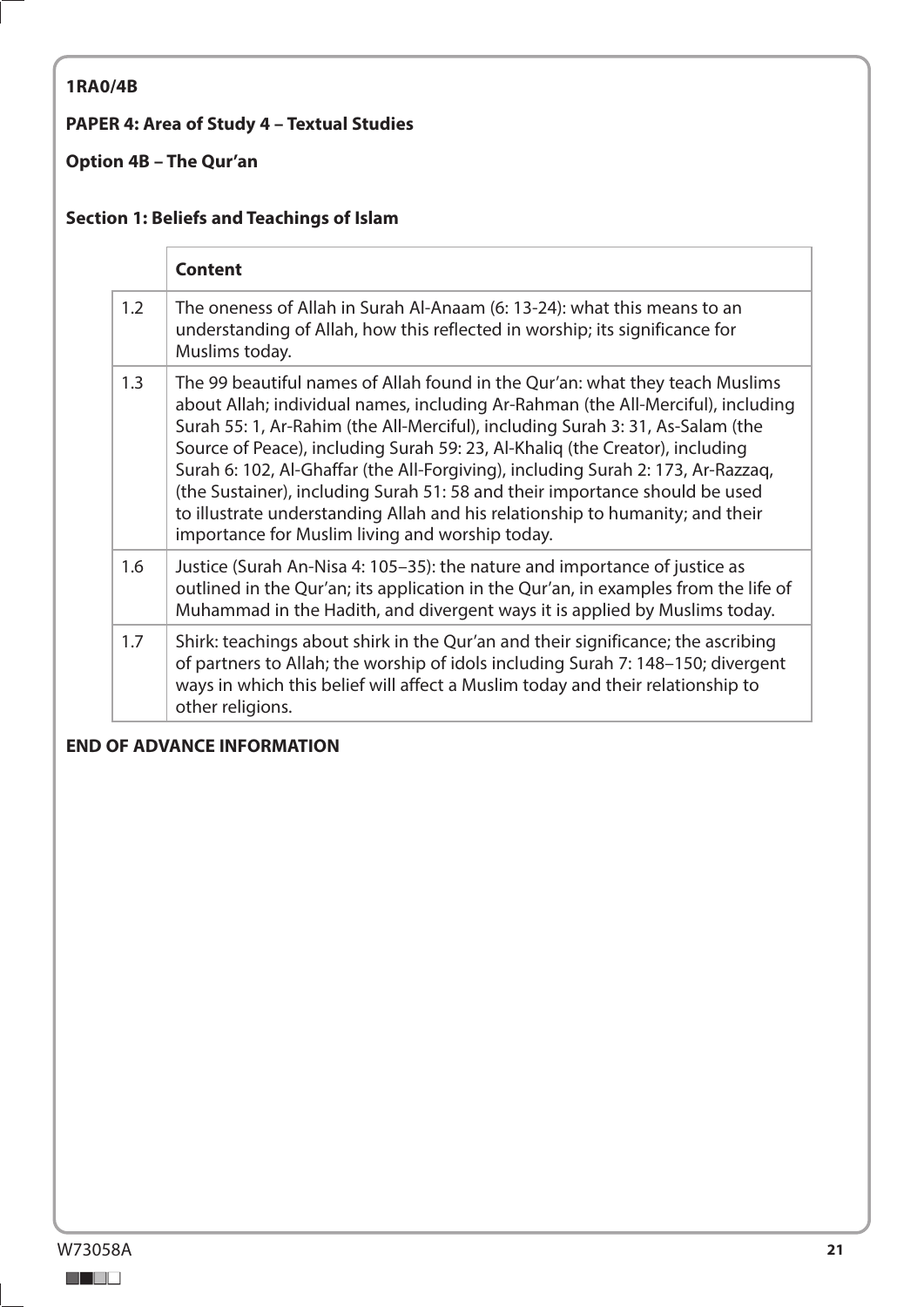**1RA0/4B**

**PAPER 4: Area of Study 4 – Textual Studies**

**Option 4B – The Qur'an**

**Section 1: Beliefs and Teachings of Islam**

| | **Content** |
|---|---|
| 1.2 | The oneness of Allah in Surah Al-Anaam (6: 13-24): what this means to an understanding of Allah, how this reflected in worship; its significance for Muslims today. |
| 1.3 | The 99 beautiful names of Allah found in the Qur'an: what they teach Muslims about Allah; individual names, including Ar-Rahman (the All-Merciful), including Surah 55: 1, Ar-Rahim (the All-Merciful), including Surah 3: 31, As-Salam (the Source of Peace), including Surah 59: 23, Al-Khaliq (the Creator), including Surah 6: 102, Al-Ghaffar (the All-Forgiving), including Surah 2: 173, Ar-Razzaq, (the Sustainer), including Surah 51: 58 and their importance should be used to illustrate understanding Allah and his relationship to humanity; and their importance for Muslim living and worship today. |
| 1.6 | Justice (Surah An-Nisa 4: 105–35): the nature and importance of justice as outlined in the Qur'an; its application in the Qur'an, in examples from the life of Muhammad in the Hadith, and divergent ways it is applied by Muslims today. |
| 1.7 | Shirk: teachings about shirk in the Qur'an and their significance; the ascribing of partners to Allah; the worship of idols including Surah 7: 148–150; divergent ways in which this belief will affect a Muslim today and their relationship to other religions. |

**END OF ADVANCE INFORMATION**